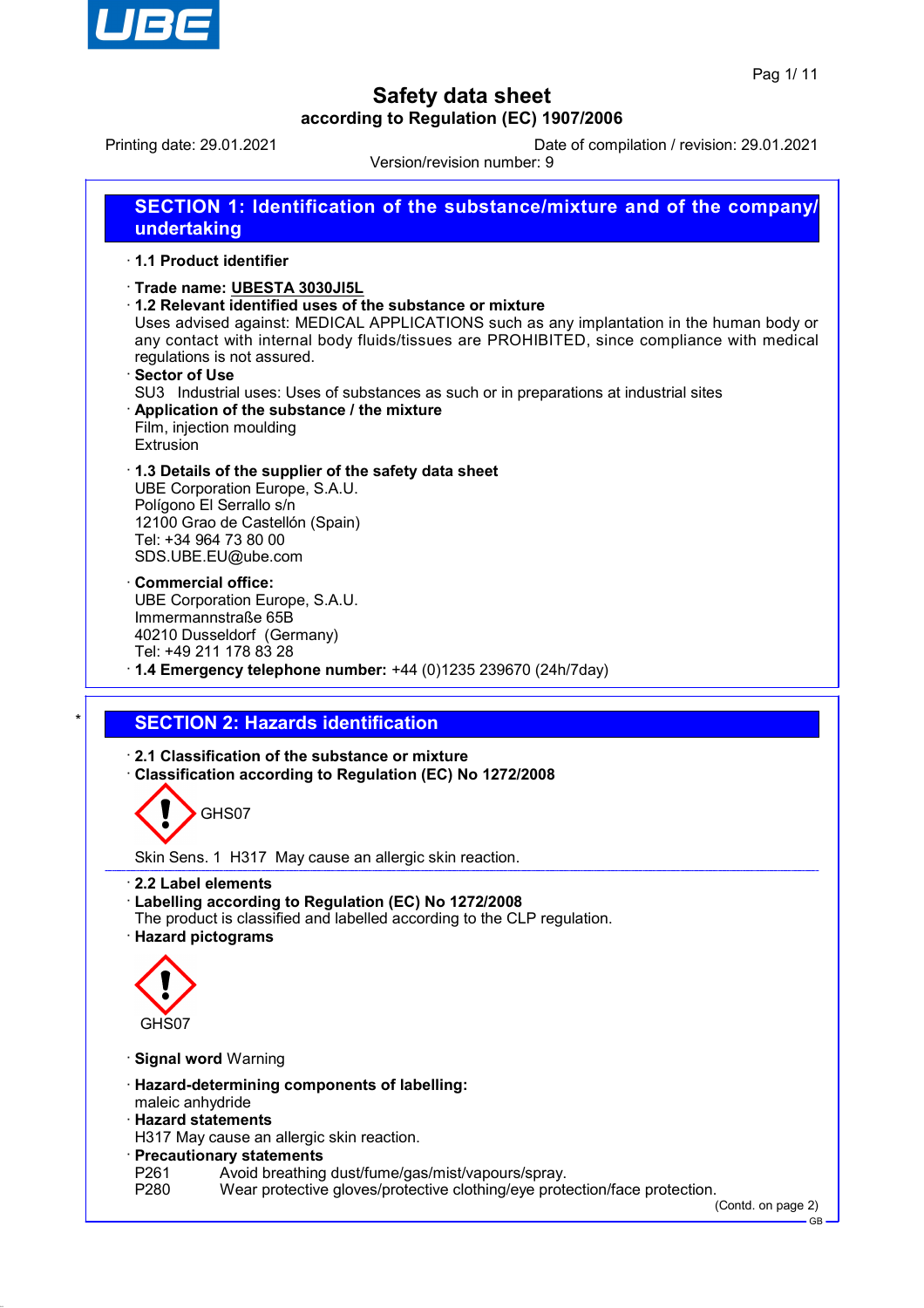# Safety data sheet

## according to Regulation (EC) 1907/2006

Printing date: 29.01.2021

Date of compilation / revision: 29.01.2021

Version/revision number: 9

## SECTION 1: Identification of the substance/mixture and of the company/ undertaking

· **1.1 Product identifier**

· **Trade name: UBESTA 3030JI5L**

· **1.2 Relevant identified uses of the substance or mixture**

Uses advised against: MEDICAL APPLICATIONS such as any implantation in the human body or any contact with internal body fluids/tissues are PROHIBITED, since compliance with medical regulations is not assured.

· **Sector of Use**

SU3 Industrial uses: Uses of substances as such or in preparations at industrial sites

· **Application of the substance / the mixture**

Film, injection moulding
Extrusion

· **1.3 Details of the supplier of the safety data sheet**

UBE Corporation Europe, S.A.U.
Polígono El Serrallo s/n
12100 Grao de Castellón (Spain)
Tel: +34 964 73 80 00
SDS.UBE.EU@ube.com

· **Commercial office:**

UBE Corporation Europe, S.A.U.
Immermannstraße 65B
40210 Dusseldorf (Germany)
Tel: +49 211 178 83 28

· **1.4 Emergency telephone number:** +44 (0)1235 239670 (24h/7day)

## SECTION 2: Hazards identification

· **2.1 Classification of the substance or mixture**

· **Classification according to Regulation (EC) No 1272/2008**

GHS07

Skin Sens. 1 H317 May cause an allergic skin reaction.

· **2.2 Label elements**

· **Labelling according to Regulation (EC) No 1272/2008**

The product is classified and labelled according to the CLP regulation.

· **Hazard pictograms**

GHS07

· **Signal word** Warning

· **Hazard-determining components of labelling:**

maleic anhydride

· **Hazard statements**

H317 May cause an allergic skin reaction.

· **Precautionary statements**

P261 Avoid breathing dust/fume/gas/mist/vapours/spray.
P280 Wear protective gloves/protective clothing/eye protection/face protection.

(Contd. on page 2)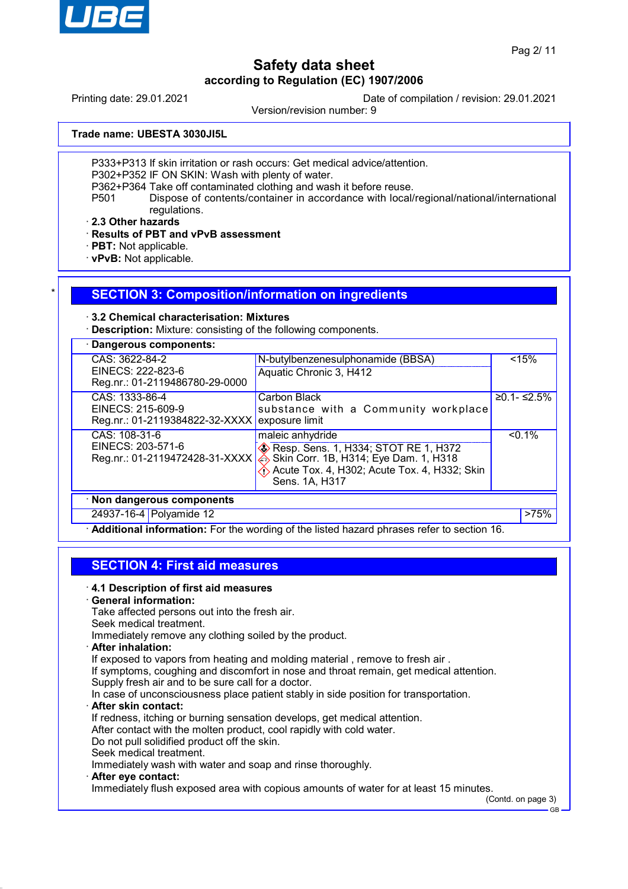Trade name: UBESTA 3030JI5L

P333+P313 If skin irritation or rash occurs: Get medical advice/attention.
P302+P352 IF ON SKIN: Wash with plenty of water.
P362+P364 Take off contaminated clothing and wash it before reuse.
P501 Dispose of contents/container in accordance with local/regional/national/international regulations.

· **2.3 Other hazards**
· **Results of PBT and vPvB assessment**
· **PBT:** Not applicable.
· **vPvB:** Not applicable.

## SECTION 3: Composition/information on ingredients

· **3.2 Chemical characterisation: Mixtures**
· **Description:** Mixture: consisting of the following components.

· **Dangerous components:**

| Identifiers | Name / Classification | Concentration |
|---|---|---|
| CAS: 3622-84-2<br>EINECS: 222-823-6<br>Reg.nr.: 01-2119486780-29-0000 | N-butylbenzenesulphonamide (BBSA)<br>Aquatic Chronic 3, H412 | <15% |
| CAS: 1333-86-4<br>EINECS: 215-609-9<br>Reg.nr.: 01-2119384822-32-XXXX | Carbon Black<br>substance with a Community workplace exposure limit | ≥0.1- ≤2.5% |
| CAS: 108-31-6<br>EINECS: 203-571-6<br>Reg.nr.: 01-2119472428-31-XXXX | maleic anhydride<br>Resp. Sens. 1, H334; STOT RE 1, H372<br>Skin Corr. 1B, H314; Eye Dam. 1, H318<br>Acute Tox. 4, H302; Acute Tox. 4, H332; Skin Sens. 1A, H317 | <0.1% |

· **Non dangerous components**

| CAS | Name | Concentration |
|---|---|---|
| 24937-16-4 | Polyamide 12 | >75% |

· **Additional information:** For the wording of the listed hazard phrases refer to section 16.

## SECTION 4: First aid measures

· **4.1 Description of first aid measures**
· **General information:**
Take affected persons out into the fresh air.
Seek medical treatment.
Immediately remove any clothing soiled by the product.
· **After inhalation:**
If exposed to vapors from heating and molding material , remove to fresh air .
If symptoms, coughing and discomfort in nose and throat remain, get medical attention.
Supply fresh air and to be sure call for a doctor.
In case of unconsciousness place patient stably in side position for transportation.
· **After skin contact:**
If redness, itching or burning sensation develops, get medical attention.
After contact with the molten product, cool rapidly with cold water.
Do not pull solidified product off the skin.
Seek medical treatment.
Immediately wash with water and soap and rinse thoroughly.
· **After eye contact:**
Immediately flush exposed area with copious amounts of water for at least 15 minutes.

(Contd. on page 3)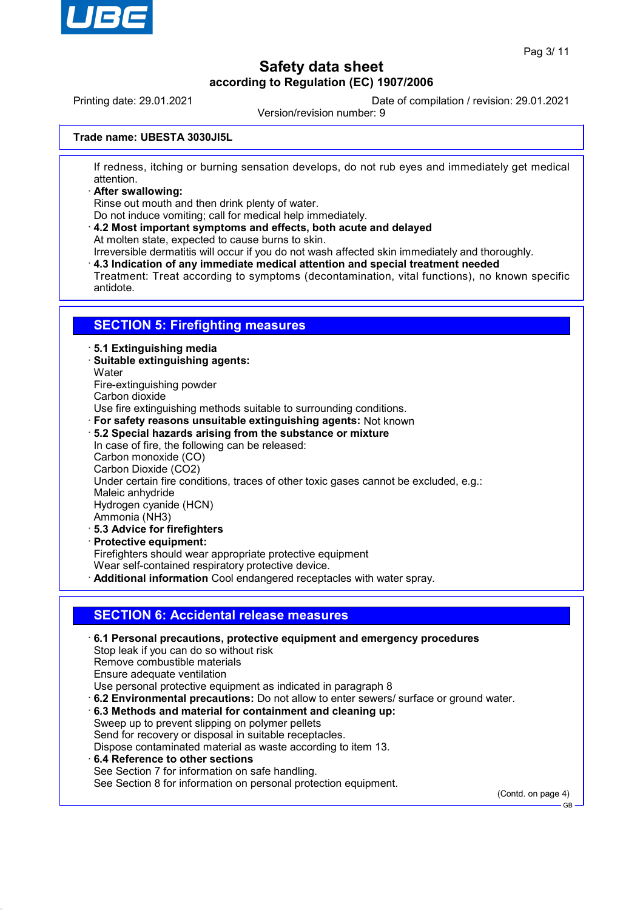Trade name: UBESTA 3030JI5L

If redness, itching or burning sensation develops, do not rub eyes and immediately get medical attention.

· **After swallowing:**
Rinse out mouth and then drink plenty of water.
Do not induce vomiting; call for medical help immediately.

· **4.2 Most important symptoms and effects, both acute and delayed**
At molten state, expected to cause burns to skin.
Irreversible dermatitis will occur if you do not wash affected skin immediately and thoroughly.

· **4.3 Indication of any immediate medical attention and special treatment needed**
Treatment: Treat according to symptoms (decontamination, vital functions), no known specific antidote.

## SECTION 5: Firefighting measures

· **5.1 Extinguishing media**

· **Suitable extinguishing agents:**
Water
Fire-extinguishing powder
Carbon dioxide
Use fire extinguishing methods suitable to surrounding conditions.

· **For safety reasons unsuitable extinguishing agents:** Not known

· **5.2 Special hazards arising from the substance or mixture**
In case of fire, the following can be released:
Carbon monoxide (CO)
Carbon Dioxide ($CO_2$)
Under certain fire conditions, traces of other toxic gases cannot be excluded, e.g.:
Maleic anhydride
Hydrogen cyanide (HCN)
Ammonia ($NH_3$)

· **5.3 Advice for firefighters**

· **Protective equipment:**
Firefighters should wear appropriate protective equipment
Wear self-contained respiratory protective device.

· **Additional information** Cool endangered receptacles with water spray.

## SECTION 6: Accidental release measures

· **6.1 Personal precautions, protective equipment and emergency procedures**
Stop leak if you can do so without risk
Remove combustible materials
Ensure adequate ventilation
Use personal protective equipment as indicated in paragraph 8

· **6.2 Environmental precautions:** Do not allow to enter sewers/ surface or ground water.

· **6.3 Methods and material for containment and cleaning up:**
Sweep up to prevent slipping on polymer pellets
Send for recovery or disposal in suitable receptacles.
Dispose contaminated material as waste according to item 13.

· **6.4 Reference to other sections**
See Section 7 for information on safe handling.
See Section 8 for information on personal protection equipment.

(Contd. on page 4)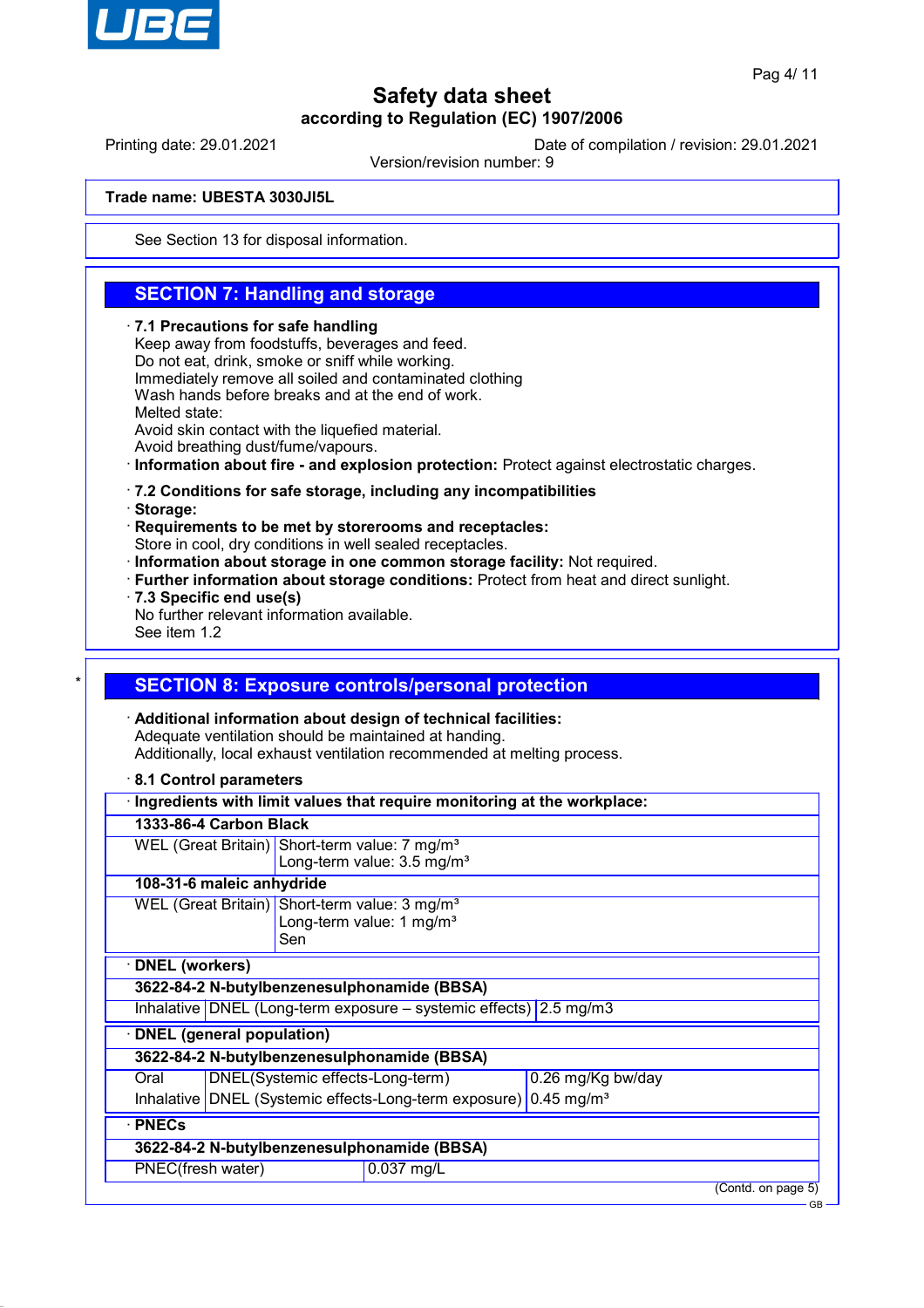See Section 13 for disposal information.

## SECTION 7: Handling and storage

· **7.1 Precautions for safe handling**
Keep away from foodstuffs, beverages and feed.
Do not eat, drink, smoke or sniff while working.
Immediately remove all soiled and contaminated clothing
Wash hands before breaks and at the end of work.
Melted state:
Avoid skin contact with the liquefied material.
Avoid breathing dust/fume/vapours.

· **Information about fire - and explosion protection:** Protect against electrostatic charges.

· **7.2 Conditions for safe storage, including any incompatibilities**
· **Storage:**
· **Requirements to be met by storerooms and receptacles:**
Store in cool, dry conditions in well sealed receptacles.
· **Information about storage in one common storage facility:** Not required.
· **Further information about storage conditions:** Protect from heat and direct sunlight.
· **7.3 Specific end use(s)**
No further relevant information available.
See item 1.2

\*

## SECTION 8: Exposure controls/personal protection

· **Additional information about design of technical facilities:**
Adequate ventilation should be maintained at handing.
Additionally, local exhaust ventilation recommended at melting process.

· **8.1 Control parameters**

| · Ingredients with limit values that require monitoring at the workplace: | |
|---|---|
| **1333-86-4 Carbon Black** | |
| WEL (Great Britain) | Short-term value: 7 mg/m³<br>Long-term value: 3.5 mg/m³ |
| **108-31-6 maleic anhydride** | |
| WEL (Great Britain) | Short-term value: 3 mg/m³<br>Long-term value: 1 mg/m³<br>Sen |

| · DNEL (workers) | | |
|---|---|---|
| **3622-84-2 N-butylbenzenesulphonamide (BBSA)** | | |
| Inhalative | DNEL (Long-term exposure – systemic effects) | 2.5 mg/m3 |

| · DNEL (general population) | | |
|---|---|---|
| **3622-84-2 N-butylbenzenesulphonamide (BBSA)** | | |
| Oral | DNEL(Systemic effects-Long-term) | 0.26 mg/Kg bw/day |
| Inhalative | DNEL (Systemic effects-Long-term exposure) | 0.45 mg/m³ |

| · PNECs | |
|---|---|
| **3622-84-2 N-butylbenzenesulphonamide (BBSA)** | |
| PNEC(fresh water) | 0.037 mg/L |

(Contd. on page 5)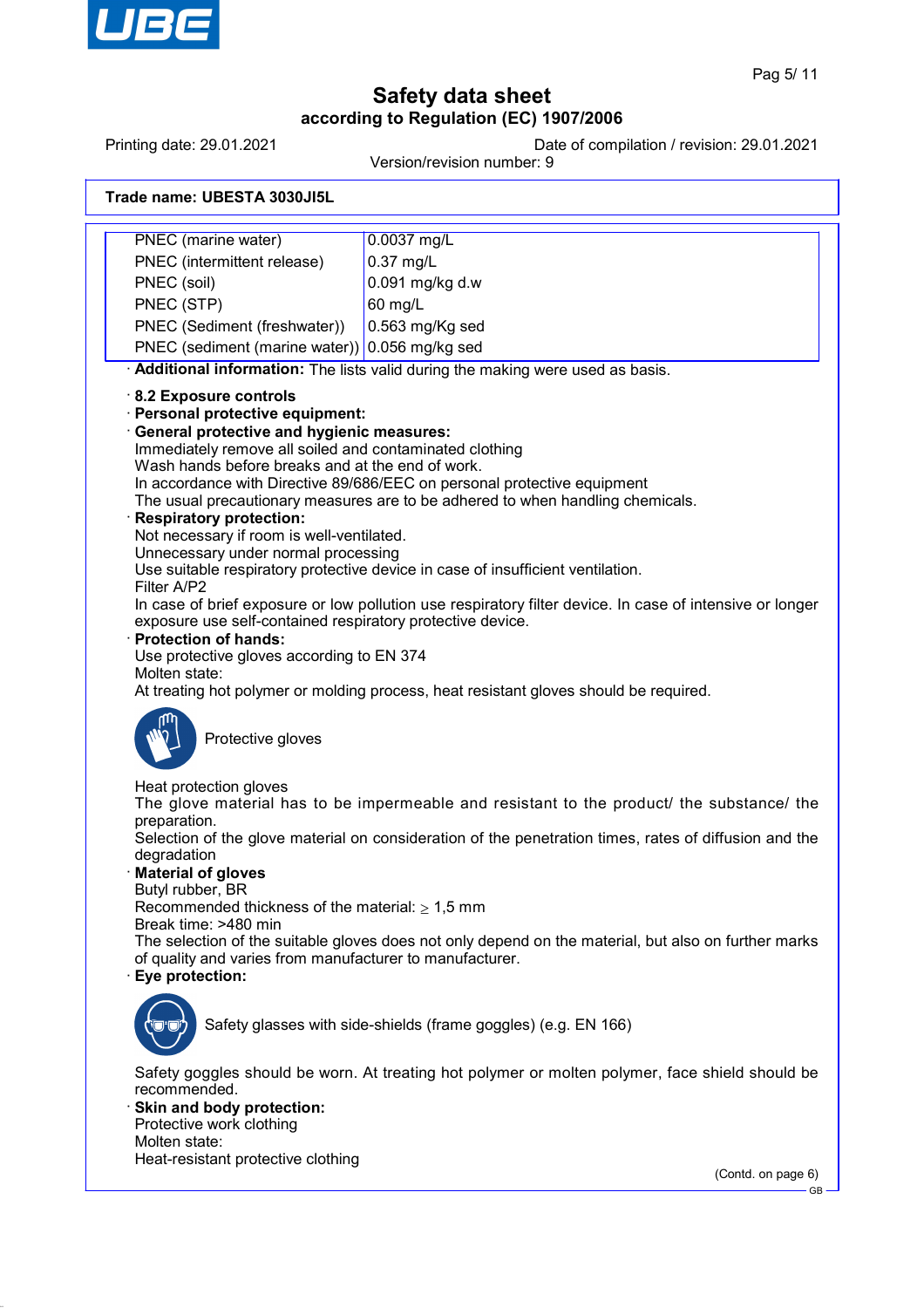Trade name: UBESTA 3030JI5L

| | |
|---|---|
| PNEC (marine water) | 0.0037 mg/L |
| PNEC (intermittent release) | 0.37 mg/L |
| PNEC (soil) | 0.091 mg/kg d.w |
| PNEC (STP) | 60 mg/L |
| PNEC (Sediment (freshwater)) | 0.563 mg/Kg sed |
| PNEC (sediment (marine water)) | 0.056 mg/kg sed |

· **Additional information:** The lists valid during the making were used as basis.

· **8.2 Exposure controls**
· **Personal protective equipment:**
· **General protective and hygienic measures:**
Immediately remove all soiled and contaminated clothing
Wash hands before breaks and at the end of work.
In accordance with Directive 89/686/EEC on personal protective equipment
The usual precautionary measures are to be adhered to when handling chemicals.
· **Respiratory protection:**
Not necessary if room is well-ventilated.
Unnecessary under normal processing
Use suitable respiratory protective device in case of insufficient ventilation.
Filter A/P2
In case of brief exposure or low pollution use respiratory filter device. In case of intensive or longer exposure use self-contained respiratory protective device.
· **Protection of hands:**
Use protective gloves according to EN 374
Molten state:
At treating hot polymer or molding process, heat resistant gloves should be required.

Protective gloves

Heat protection gloves
The glove material has to be impermeable and resistant to the product/ the substance/ the preparation.
Selection of the glove material on consideration of the penetration times, rates of diffusion and the degradation
· **Material of gloves**
Butyl rubber, BR
Recommended thickness of the material: ≥ 1,5 mm
Break time: >480 min
The selection of the suitable gloves does not only depend on the material, but also on further marks of quality and varies from manufacturer to manufacturer.
· **Eye protection:**

Safety glasses with side-shields (frame goggles) (e.g. EN 166)

Safety goggles should be worn. At treating hot polymer or molten polymer, face shield should be recommended.
· **Skin and body protection:**
Protective work clothing
Molten state:
Heat-resistant protective clothing

(Contd. on page 6)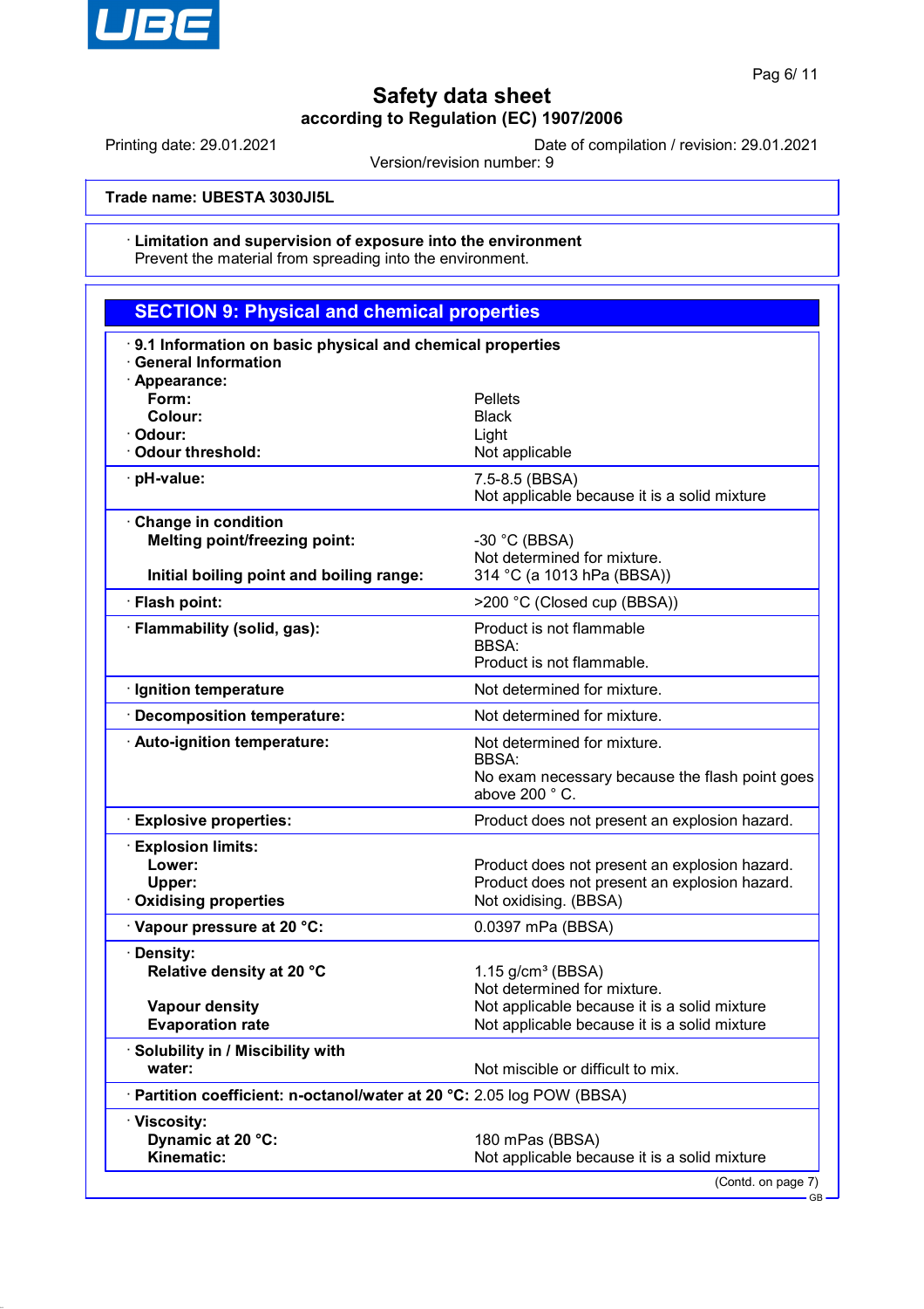**Trade name: UBESTA 3030JI5L**

· **Limitation and supervision of exposure into the environment**
Prevent the material from spreading into the environment.

## SECTION 9: Physical and chemical properties

· **9.1 Information on basic physical and chemical properties**
· **General Information**

| Property | Value |
|---|---|
| · **Appearance:** | |
| **Form:** | Pellets |
| **Colour:** | Black |
| · **Odour:** | Light |
| · **Odour threshold:** | Not applicable |
| · **pH-value:** | 7.5-8.5 (BBSA)<br>Not applicable because it is a solid mixture |
| · **Change in condition** | |
| **Melting point/freezing point:** | -30 °C (BBSA)<br>Not determined for mixture. |
| **Initial boiling point and boiling range:** | 314 °C (a 1013 hPa (BBSA)) |
| · **Flash point:** | >200 °C (Closed cup (BBSA)) |
| · **Flammability (solid, gas):** | Product is not flammable<br>BBSA:<br>Product is not flammable. |
| · **Ignition temperature** | Not determined for mixture. |
| · **Decomposition temperature:** | Not determined for mixture. |
| · **Auto-ignition temperature:** | Not determined for mixture.<br>BBSA:<br>No exam necessary because the flash point goes above 200 ° C. |
| · **Explosive properties:** | Product does not present an explosion hazard. |
| · **Explosion limits:** | |
| **Lower:** | Product does not present an explosion hazard. |
| **Upper:** | Product does not present an explosion hazard. |
| · **Oxidising properties** | Not oxidising. (BBSA) |
| · **Vapour pressure at 20 °C:** | 0.0397 mPa (BBSA) |
| · **Density:** | |
| **Relative density at 20 °C** | 1.15 g/cm³ (BBSA)<br>Not determined for mixture. |
| **Vapour density** | Not applicable because it is a solid mixture |
| **Evaporation rate** | Not applicable because it is a solid mixture |
| · **Solubility in / Miscibility with** | |
| **water:** | Not miscible or difficult to mix. |
| · **Partition coefficient: n-octanol/water at 20 °C:** | 2.05 log POW (BBSA) |
| · **Viscosity:** | |
| **Dynamic at 20 °C:** | 180 mPas (BBSA) |
| **Kinematic:** | Not applicable because it is a solid mixture |

(Contd. on page 7)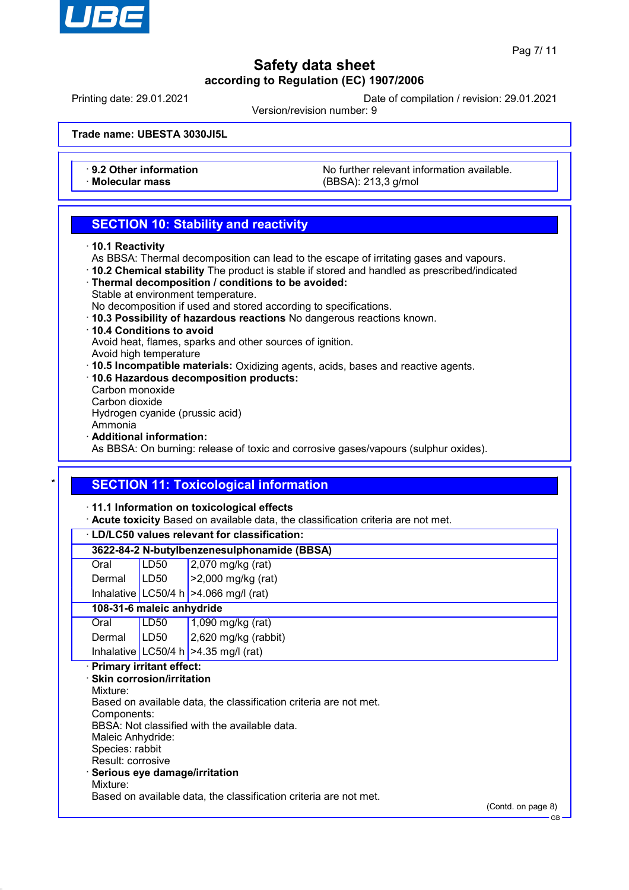Trade name: UBESTA 3030JI5L

· **9.2 Other information** No further relevant information available.
· **Molecular mass** (BBSA): 213,3 g/mol

## SECTION 10: Stability and reactivity

· **10.1 Reactivity**
As BBSA: Thermal decomposition can lead to the escape of irritating gases and vapours.
· **10.2 Chemical stability** The product is stable if stored and handled as prescribed/indicated
· **Thermal decomposition / conditions to be avoided:**
Stable at environment temperature.
No decomposition if used and stored according to specifications.
· **10.3 Possibility of hazardous reactions** No dangerous reactions known.
· **10.4 Conditions to avoid**
Avoid heat, flames, sparks and other sources of ignition.
Avoid high temperature
· **10.5 Incompatible materials:** Oxidizing agents, acids, bases and reactive agents.
· **10.6 Hazardous decomposition products:**
Carbon monoxide
Carbon dioxide
Hydrogen cyanide (prussic acid)
Ammonia
· **Additional information:**
As BBSA: On burning: release of toxic and corrosive gases/vapours (sulphur oxides).

## SECTION 11: Toxicological information

· **11.1 Information on toxicological effects**
· **Acute toxicity** Based on available data, the classification criteria are not met.

| · **LD/LC50 values relevant for classification:** | | |
|---|---|---|
| **3622-84-2 N-butylbenzenesulphonamide (BBSA)** | | |
| Oral | LD50 | 2,070 mg/kg (rat) |
| Dermal | LD50 | >2,000 mg/kg (rat) |
| Inhalative | LC50/4 h | >4.066 mg/l (rat) |
| **108-31-6 maleic anhydride** | | |
| Oral | LD50 | 1,090 mg/kg (rat) |
| Dermal | LD50 | 2,620 mg/kg (rabbit) |
| Inhalative | LC50/4 h | >4.35 mg/l (rat) |

· **Primary irritant effect:**
· **Skin corrosion/irritation**
Mixture:
Based on available data, the classification criteria are not met.
Components:
BBSA: Not classified with the available data.
Maleic Anhydride:
Species: rabbit
Result: corrosive
· **Serious eye damage/irritation**
Mixture:
Based on available data, the classification criteria are not met.

(Contd. on page 8)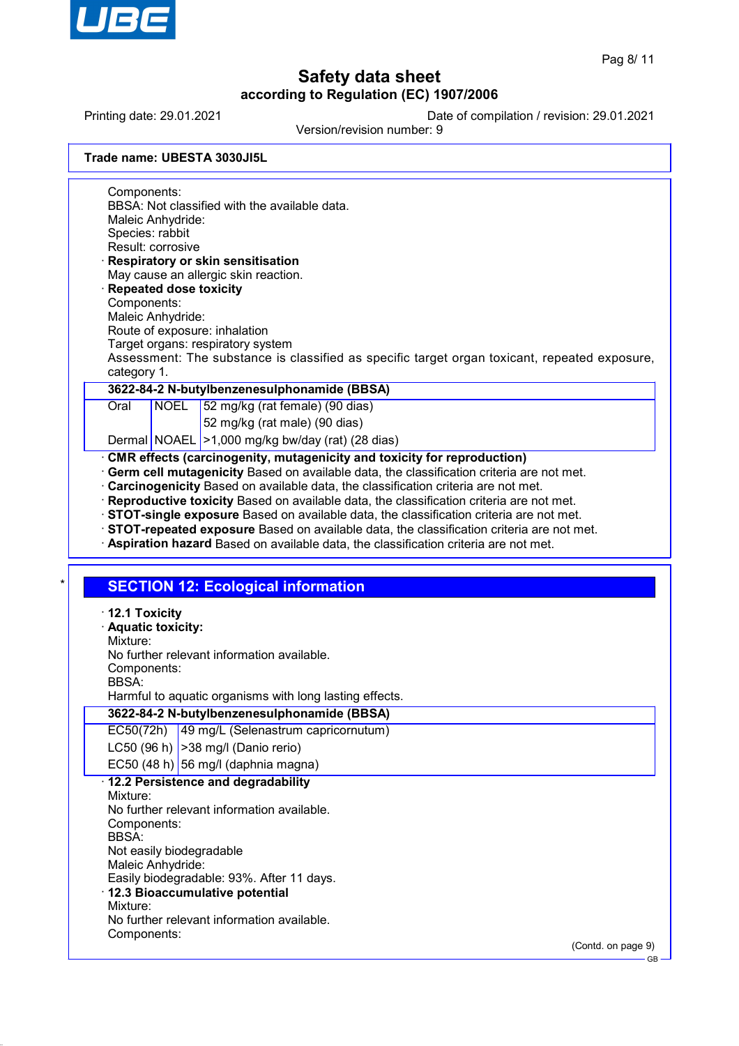**Trade name: UBESTA 3030JI5L**

Components:
BBSA: Not classified with the available data.
Maleic Anhydride:
Species: rabbit
Result: corrosive

· **Respiratory or skin sensitisation**
May cause an allergic skin reaction.

· **Repeated dose toxicity**
Components:
Maleic Anhydride:
Route of exposure: inhalation
Target organs: respiratory system
Assessment: The substance is classified as specific target organ toxicant, repeated exposure, category 1.

| 3622-84-2 N-butylbenzenesulphonamide (BBSA) | | |
|---|---|---|
| Oral | NOEL | 52 mg/kg (rat female) (90 dias) |
| | | 52 mg/kg (rat male) (90 dias) |
| Dermal | NOAEL | >1,000 mg/kg bw/day (rat) (28 dias) |

· **CMR effects (carcinogenity, mutagenicity and toxicity for reproduction)**
· **Germ cell mutagenicity** Based on available data, the classification criteria are not met.
· **Carcinogenicity** Based on available data, the classification criteria are not met.
· **Reproductive toxicity** Based on available data, the classification criteria are not met.
· **STOT-single exposure** Based on available data, the classification criteria are not met.
· **STOT-repeated exposure** Based on available data, the classification criteria are not met.
· **Aspiration hazard** Based on available data, the classification criteria are not met.

## SECTION 12: Ecological information

· **12.1 Toxicity**
· **Aquatic toxicity:**
Mixture:
No further relevant information available.
Components:
BBSA:
Harmful to aquatic organisms with long lasting effects.

| 3622-84-2 N-butylbenzenesulphonamide (BBSA) | |
|---|---|
| EC50(72h) | 49 mg/L (Selenastrum capricornutum) |
| LC50 (96 h) | >38 mg/l (Danio rerio) |
| EC50 (48 h) | 56 mg/l (daphnia magna) |

· **12.2 Persistence and degradability**
Mixture:
No further relevant information available.
Components:
BBSA:
Not easily biodegradable
Maleic Anhydride:
Easily biodegradable: 93%. After 11 days.

· **12.3 Bioaccumulative potential**
Mixture:
No further relevant information available.
Components:

(Contd. on page 9)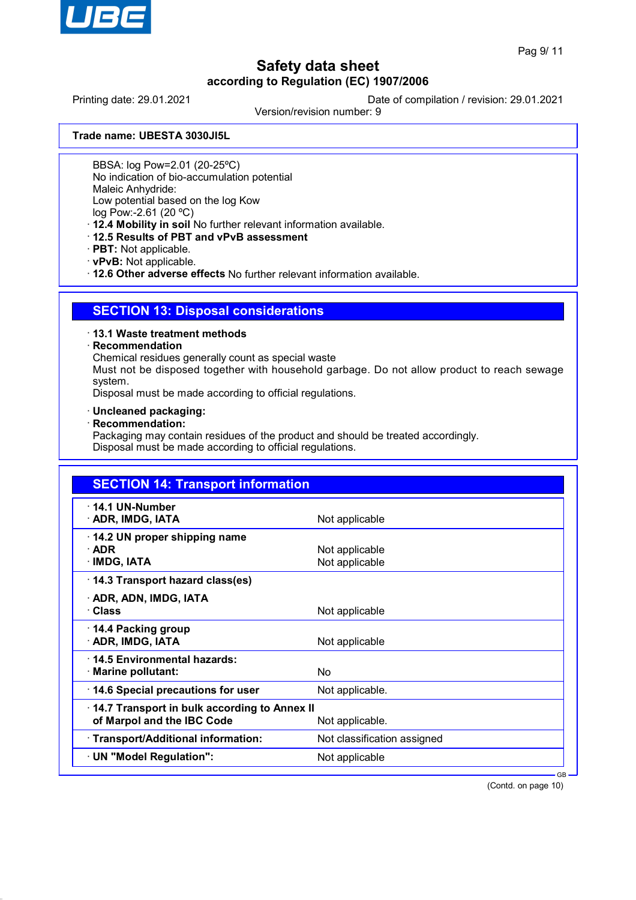**Trade name: UBESTA 3030JI5L**

BBSA: log Pow=2.01 (20-25ºC)
No indication of bio-accumulation potential
Maleic Anhydride:
Low potential based on the log Kow
log Pow:-2.61 (20 ºC)

· **12.4 Mobility in soil** No further relevant information available.
· **12.5 Results of PBT and vPvB assessment**
· **PBT:** Not applicable.
· **vPvB:** Not applicable.
· **12.6 Other adverse effects** No further relevant information available.

## SECTION 13: Disposal considerations

· **13.1 Waste treatment methods**
· **Recommendation**
Chemical residues generally count as special waste
Must not be disposed together with household garbage. Do not allow product to reach sewage system.
Disposal must be made according to official regulations.

· **Uncleaned packaging:**
· **Recommendation:**
Packaging may contain residues of the product and should be treated accordingly.
Disposal must be made according to official regulations.

## SECTION 14: Transport information

| | |
|---|---|
| · **14.1 UN-Number** | |
| · **ADR, IMDG, IATA** | Not applicable |
| · **14.2 UN proper shipping name** | |
| · **ADR** | Not applicable |
| · **IMDG, IATA** | Not applicable |
| · **14.3 Transport hazard class(es)** | |
| · **ADR, ADN, IMDG, IATA** | |
| · **Class** | Not applicable |
| · **14.4 Packing group** | |
| · **ADR, IMDG, IATA** | Not applicable |
| · **14.5 Environmental hazards:** | |
| · **Marine pollutant:** | No |
| · **14.6 Special precautions for user** | Not applicable. |
| · **14.7 Transport in bulk according to Annex II of Marpol and the IBC Code** | Not applicable. |
| · **Transport/Additional information:** | Not classification assigned |
| · **UN "Model Regulation":** | Not applicable |

(Contd. on page 10)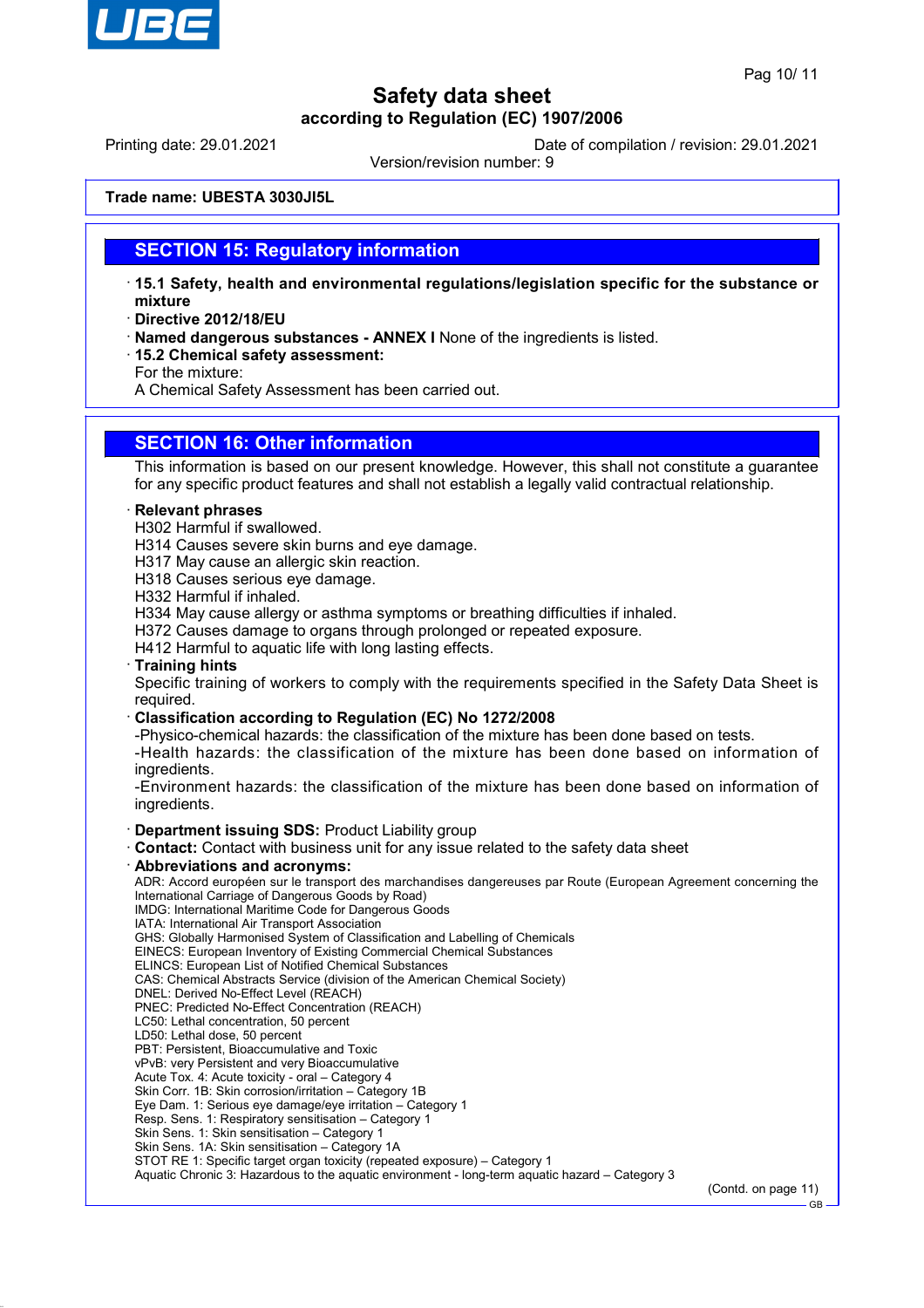# Safety data sheet

**according to Regulation (EC) 1907/2006**

Printing date: 29.01.2021 Date of compilation / revision: 29.01.2021

Version/revision number: 9

**Trade name: UBESTA 3030JI5L**

## SECTION 15: Regulatory information

- **15.1 Safety, health and environmental regulations/legislation specific for the substance or mixture**
- **Directive 2012/18/EU**
- **Named dangerous substances - ANNEX I** None of the ingredients is listed.
- **15.2 Chemical safety assessment:**
  For the mixture:
  A Chemical Safety Assessment has been carried out.

## SECTION 16: Other information

This information is based on our present knowledge. However, this shall not constitute a guarantee for any specific product features and shall not establish a legally valid contractual relationship.

- **Relevant phrases**
  H302 Harmful if swallowed.
  H314 Causes severe skin burns and eye damage.
  H317 May cause an allergic skin reaction.
  H318 Causes serious eye damage.
  H332 Harmful if inhaled.
  H334 May cause allergy or asthma symptoms or breathing difficulties if inhaled.
  H372 Causes damage to organs through prolonged or repeated exposure.
  H412 Harmful to aquatic life with long lasting effects.
- **Training hints**
  Specific training of workers to comply with the requirements specified in the Safety Data Sheet is required.
- **Classification according to Regulation (EC) No 1272/2008**
  -Physico-chemical hazards: the classification of the mixture has been done based on tests.
  -Health hazards: the classification of the mixture has been done based on information of ingredients.
  -Environment hazards: the classification of the mixture has been done based on information of ingredients.
- **Department issuing SDS:** Product Liability group
- **Contact:** Contact with business unit for any issue related to the safety data sheet
- **Abbreviations and acronyms:**
  ADR: Accord européen sur le transport des marchandises dangereuses par Route (European Agreement concerning the International Carriage of Dangerous Goods by Road)
  IMDG: International Maritime Code for Dangerous Goods
  IATA: International Air Transport Association
  GHS: Globally Harmonised System of Classification and Labelling of Chemicals
  EINECS: European Inventory of Existing Commercial Chemical Substances
  ELINCS: European List of Notified Chemical Substances
  CAS: Chemical Abstracts Service (division of the American Chemical Society)
  DNEL: Derived No-Effect Level (REACH)
  PNEC: Predicted No-Effect Concentration (REACH)
  LC50: Lethal concentration, 50 percent
  LD50: Lethal dose, 50 percent
  PBT: Persistent, Bioaccumulative and Toxic
  vPvB: very Persistent and very Bioaccumulative
  Acute Tox. 4: Acute toxicity - oral – Category 4
  Skin Corr. 1B: Skin corrosion/irritation – Category 1B
  Eye Dam. 1: Serious eye damage/eye irritation – Category 1
  Resp. Sens. 1: Respiratory sensitisation – Category 1
  Skin Sens. 1: Skin sensitisation – Category 1
  Skin Sens. 1A: Skin sensitisation – Category 1A
  STOT RE 1: Specific target organ toxicity (repeated exposure) – Category 1
  Aquatic Chronic 3: Hazardous to the aquatic environment - long-term aquatic hazard – Category 3

(Contd. on page 11)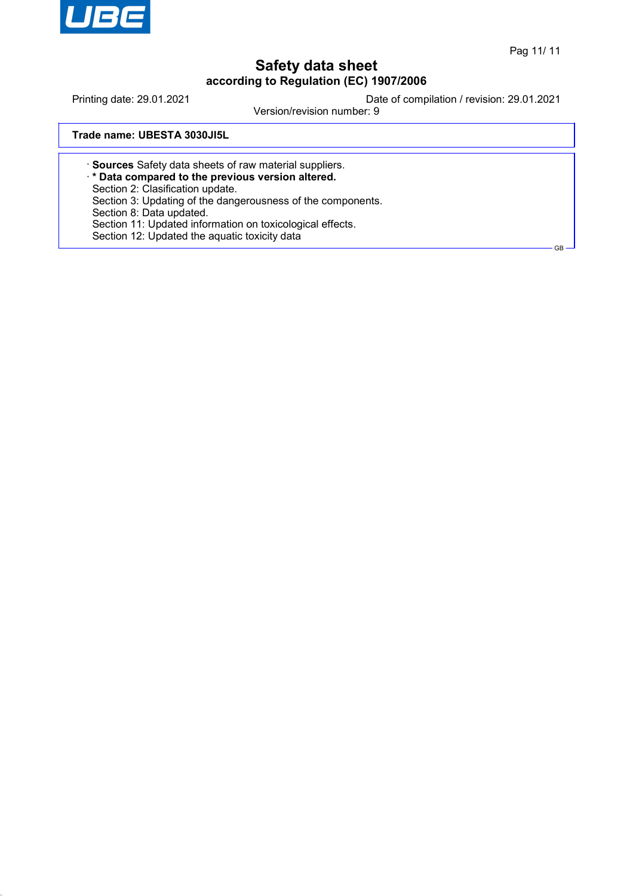**Trade name: UBESTA 3030JI5L**

· **Sources** Safety data sheets of raw material suppliers.
· *** Data compared to the previous version altered.**
Section 2: Clasification update.
Section 3: Updating of the dangerousness of the components.
Section 8: Data updated.
Section 11: Updated information on toxicological effects.
Section 12: Updated the aquatic toxicity data